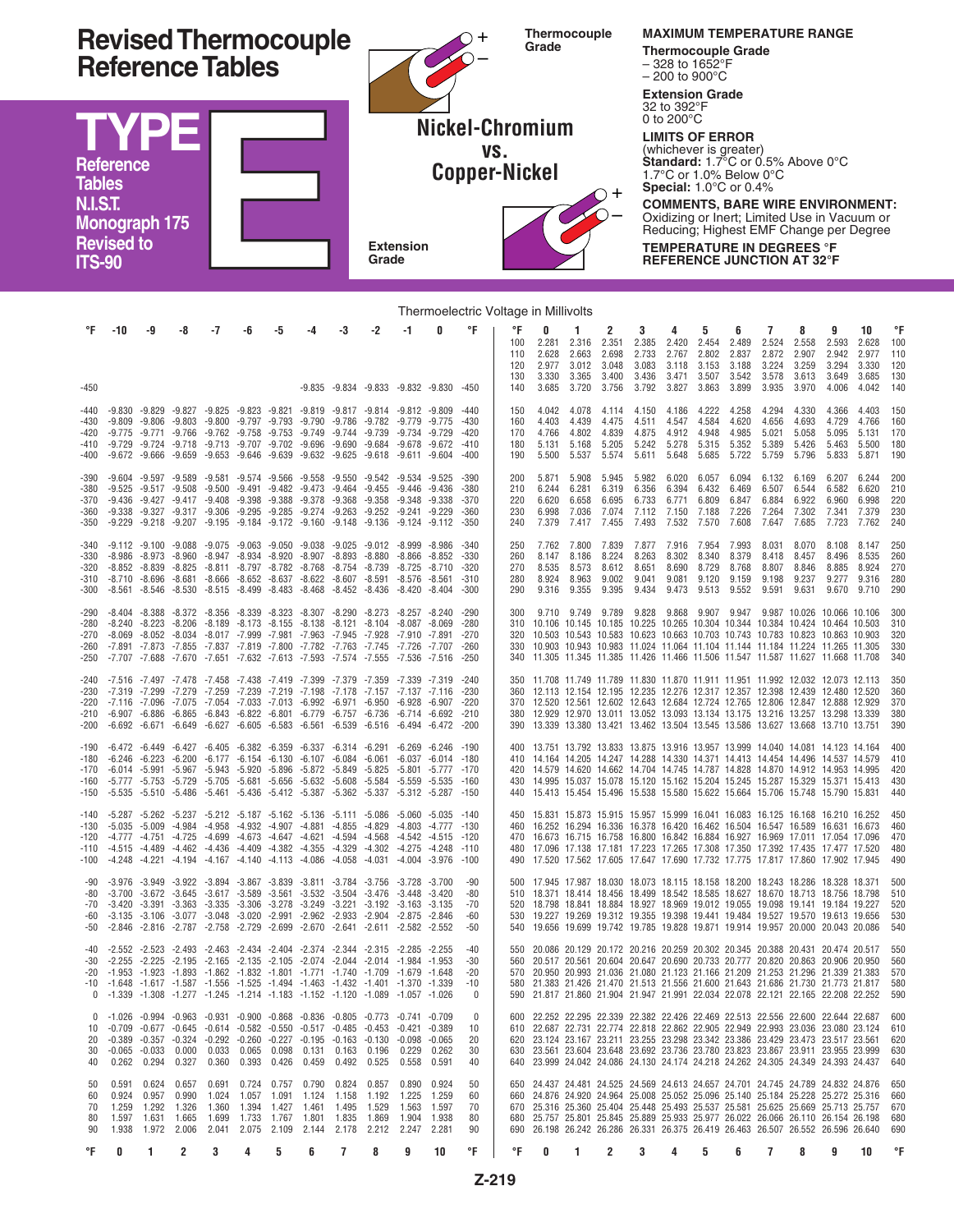# Revised Thermocouple Reference Tables

## TYPE E

**Reference Tables N.I.S.T. Monograph 175 Revised to ITS-90**

**Nickel-Chromium vs. Copper-Nickel**

Thermocouple Grade

Extension Grade

**MAXIMUM TEMPERATURE RANGE**

**Thermocouple Grade**
– 328 to 1652°F
– 200 to 900°C

**Extension Grade**
32 to 392°F
0 to 200°C

**LIMITS OF ERROR**
(whichever is greater)
**Standard:** 1.7°C or 0.5% Above 0°C
1.7°C or 1.0% Below 0°C
**Special:** 1.0°C or 0.4%

**COMMENTS, BARE WIRE ENVIRONMENT:**
Oxidizing or Inert; Limited Use in Vacuum or Reducing; Highest EMF Change per Degree

**TEMPERATURE IN DEGREES °F**
**REFERENCE JUNCTION AT 32°F**

Thermoelectric Voltage in Millivolts

| °F | -10 | -9 | -8 | -7 | -6 | -5 | -4 | -3 | -2 | -1 | 0 | °F |
|---|---|---|---|---|---|---|---|---|---|---|---|---|
| -450 | | | | | | | -9.835 | -9.834 | -9.833 | -9.832 | -9.830 | -450 |
| -440 | -9.830 | -9.829 | -9.827 | -9.825 | -9.823 | -9.821 | -9.819 | -9.817 | -9.814 | -9.812 | -9.809 | -440 |
| -430 | -9.809 | -9.806 | -9.803 | -9.800 | -9.797 | -9.793 | -9.790 | -9.786 | -9.782 | -9.779 | -9.775 | -430 |
| -420 | -9.775 | -9.771 | -9.766 | -9.762 | -9.758 | -9.753 | -9.749 | -9.744 | -9.739 | -9.734 | -9.729 | -420 |
| -410 | -9.729 | -9.724 | -9.718 | -9.713 | -9.707 | -9.702 | -9.696 | -9.690 | -9.684 | -9.678 | -9.672 | -410 |
| -400 | -9.672 | -9.666 | -9.659 | -9.653 | -9.646 | -9.639 | -9.632 | -9.625 | -9.618 | -9.611 | -9.604 | -400 |
| -390 | -9.604 | -9.597 | -9.589 | -9.581 | -9.574 | -9.566 | -9.558 | -9.550 | -9.542 | -9.534 | -9.525 | -390 |
| -380 | -9.525 | -9.517 | -9.508 | -9.500 | -9.491 | -9.482 | -9.473 | -9.464 | -9.455 | -9.446 | -9.436 | -380 |
| -370 | -9.436 | -9.427 | -9.417 | -9.408 | -9.398 | -9.388 | -9.378 | -9.368 | -9.358 | -9.348 | -9.338 | -370 |
| -360 | -9.338 | -9.327 | -9.317 | -9.306 | -9.295 | -9.285 | -9.274 | -9.263 | -9.252 | -9.241 | -9.229 | -360 |
| -350 | -9.229 | -9.218 | -9.207 | -9.195 | -9.184 | -9.172 | -9.160 | -9.148 | -9.136 | -9.124 | -9.112 | -350 |
| -340 | -9.112 | -9.100 | -9.088 | -9.075 | -9.063 | -9.050 | -9.038 | -9.025 | -9.012 | -8.999 | -8.986 | -340 |
| -330 | -8.986 | -8.973 | -8.960 | -8.947 | -8.934 | -8.920 | -8.907 | -8.893 | -8.880 | -8.866 | -8.852 | -330 |
| -320 | -8.852 | -8.839 | -8.825 | -8.811 | -8.797 | -8.782 | -8.768 | -8.754 | -8.739 | -8.725 | -8.710 | -320 |
| -310 | -8.710 | -8.696 | -8.681 | -8.666 | -8.652 | -8.637 | -8.622 | -8.607 | -8.591 | -8.576 | -8.561 | -310 |
| -300 | -8.561 | -8.546 | -8.530 | -8.515 | -8.499 | -8.483 | -8.468 | -8.452 | -8.436 | -8.420 | -8.404 | -300 |
| -290 | -8.404 | -8.388 | -8.372 | -8.356 | -8.339 | -8.323 | -8.307 | -8.290 | -8.273 | -8.257 | -8.240 | -290 |
| -280 | -8.240 | -8.223 | -8.206 | -8.189 | -8.173 | -8.155 | -8.138 | -8.121 | -8.104 | -8.087 | -8.069 | -280 |
| -270 | -8.069 | -8.052 | -8.034 | -8.017 | -7.999 | -7.981 | -7.963 | -7.945 | -7.928 | -7.910 | -7.891 | -270 |
| -260 | -7.891 | -7.873 | -7.855 | -7.837 | -7.819 | -7.800 | -7.782 | -7.763 | -7.745 | -7.726 | -7.707 | -260 |
| -250 | -7.707 | -7.688 | -7.670 | -7.651 | -7.632 | -7.613 | -7.593 | -7.574 | -7.555 | -7.536 | -7.516 | -250 |
| -240 | -7.516 | -7.497 | -7.478 | -7.458 | -7.438 | -7.419 | -7.399 | -7.379 | -7.359 | -7.339 | -7.319 | -240 |
| -230 | -7.319 | -7.299 | -7.279 | -7.259 | -7.239 | -7.219 | -7.198 | -7.178 | -7.157 | -7.137 | -7.116 | -230 |
| -220 | -7.116 | -7.096 | -7.075 | -7.054 | -7.033 | -7.013 | -6.992 | -6.971 | -6.950 | -6.928 | -6.907 | -220 |
| -210 | -6.907 | -6.886 | -6.865 | -6.843 | -6.822 | -6.801 | -6.779 | -6.757 | -6.736 | -6.714 | -6.692 | -210 |
| -200 | -6.692 | -6.671 | -6.649 | -6.627 | -6.605 | -6.583 | -6.561 | -6.539 | -6.516 | -6.494 | -6.472 | -200 |
| -190 | -6.472 | -6.449 | -6.427 | -6.405 | -6.382 | -6.359 | -6.337 | -6.314 | -6.291 | -6.269 | -6.246 | -190 |
| -180 | -6.246 | -6.223 | -6.200 | -6.177 | -6.154 | -6.130 | -6.107 | -6.084 | -6.061 | -6.037 | -6.014 | -180 |
| -170 | -6.014 | -5.991 | -5.967 | -5.943 | -5.920 | -5.896 | -5.872 | -5.849 | -5.825 | -5.801 | -5.777 | -170 |
| -160 | -5.777 | -5.753 | -5.729 | -5.705 | -5.681 | -5.656 | -5.632 | -5.608 | -5.584 | -5.559 | -5.535 | -160 |
| -150 | -5.535 | -5.510 | -5.486 | -5.461 | -5.436 | -5.412 | -5.387 | -5.362 | -5.337 | -5.312 | -5.287 | -150 |
| -140 | -5.287 | -5.262 | -5.237 | -5.212 | -5.187 | -5.162 | -5.136 | -5.111 | -5.086 | -5.060 | -5.035 | -140 |
| -130 | -5.035 | -5.009 | -4.984 | -4.958 | -4.932 | -4.907 | -4.881 | -4.855 | -4.829 | -4.803 | -4.777 | -130 |
| -120 | -4.777 | -4.751 | -4.725 | -4.699 | -4.673 | -4.647 | -4.621 | -4.594 | -4.568 | -4.542 | -4.515 | -120 |
| -110 | -4.515 | -4.489 | -4.462 | -4.436 | -4.409 | -4.382 | -4.355 | -4.329 | -4.302 | -4.275 | -4.248 | -110 |
| -100 | -4.248 | -4.221 | -4.194 | -4.167 | -4.140 | -4.113 | -4.086 | -4.058 | -4.031 | -4.004 | -3.976 | -100 |
| -90 | -3.976 | -3.949 | -3.922 | -3.894 | -3.867 | -3.839 | -3.811 | -3.784 | -3.756 | -3.728 | -3.700 | -90 |
| -80 | -3.700 | -3.672 | -3.645 | -3.617 | -3.589 | -3.561 | -3.532 | -3.504 | -3.476 | -3.448 | -3.420 | -80 |
| -70 | -3.420 | -3.391 | -3.363 | -3.335 | -3.306 | -3.278 | -3.249 | -3.221 | -3.192 | -3.163 | -3.135 | -70 |
| -60 | -3.135 | -3.106 | -3.077 | -3.048 | -3.020 | -2.991 | -2.962 | -2.933 | -2.904 | -2.875 | -2.846 | -60 |
| -50 | -2.846 | -2.816 | -2.787 | -2.758 | -2.729 | -2.699 | -2.670 | -2.641 | -2.611 | -2.582 | -2.552 | -50 |
| -40 | -2.552 | -2.523 | -2.493 | -2.463 | -2.434 | -2.404 | -2.374 | -2.344 | -2.315 | -2.285 | -2.255 | -40 |
| -30 | -2.255 | -2.225 | -2.195 | -2.165 | -2.135 | -2.105 | -2.074 | -2.044 | -2.014 | -1.984 | -1.953 | -30 |
| -20 | -1.953 | -1.923 | -1.893 | -1.862 | -1.832 | -1.801 | -1.771 | -1.740 | -1.709 | -1.679 | -1.648 | -20 |
| -10 | -1.648 | -1.617 | -1.587 | -1.556 | -1.525 | -1.494 | -1.463 | -1.432 | -1.401 | -1.370 | -1.339 | -10 |
| 0 | -1.339 | -1.308 | -1.277 | -1.245 | -1.214 | -1.183 | -1.152 | -1.120 | -1.089 | -1.057 | -1.026 | 0 |

| °F | 0 | 1 | 2 | 3 | 4 | 5 | 6 | 7 | 8 | 9 | 10 | °F |
|---|---|---|---|---|---|---|---|---|---|---|---|---|
| 0 | -1.026 | -0.994 | -0.963 | -0.931 | -0.900 | -0.868 | -0.836 | -0.805 | -0.773 | -0.741 | -0.709 | 0 |
| 10 | -0.709 | -0.677 | -0.645 | -0.614 | -0.582 | -0.550 | -0.517 | -0.485 | -0.453 | -0.421 | -0.389 | 10 |
| 20 | -0.389 | -0.357 | -0.324 | -0.292 | -0.260 | -0.227 | -0.195 | -0.163 | -0.130 | -0.098 | -0.065 | 20 |
| 30 | -0.065 | -0.033 | 0.000 | 0.033 | 0.065 | 0.098 | 0.131 | 0.163 | 0.196 | 0.229 | 0.262 | 30 |
| 40 | 0.262 | 0.294 | 0.327 | 0.360 | 0.393 | 0.426 | 0.459 | 0.492 | 0.525 | 0.558 | 0.591 | 40 |
| 50 | 0.591 | 0.624 | 0.657 | 0.691 | 0.724 | 0.757 | 0.790 | 0.824 | 0.857 | 0.890 | 0.924 | 50 |
| 60 | 0.924 | 0.957 | 0.990 | 1.024 | 1.057 | 1.091 | 1.124 | 1.158 | 1.192 | 1.225 | 1.259 | 60 |
| 70 | 1.259 | 1.292 | 1.326 | 1.360 | 1.394 | 1.427 | 1.461 | 1.495 | 1.529 | 1.563 | 1.597 | 70 |
| 80 | 1.597 | 1.631 | 1.665 | 1.699 | 1.733 | 1.767 | 1.801 | 1.835 | 1.869 | 1.904 | 1.938 | 80 |
| 90 | 1.938 | 1.972 | 2.006 | 2.041 | 2.075 | 2.109 | 2.144 | 2.178 | 2.212 | 2.247 | 2.281 | 90 |
| 100 | 2.281 | 2.316 | 2.351 | 2.385 | 2.420 | 2.454 | 2.489 | 2.524 | 2.558 | 2.593 | 2.628 | 100 |
| 110 | 2.628 | 2.663 | 2.698 | 2.733 | 2.767 | 2.802 | 2.837 | 2.872 | 2.907 | 2.942 | 2.977 | 110 |
| 120 | 2.977 | 3.012 | 3.048 | 3.083 | 3.118 | 3.153 | 3.188 | 3.224 | 3.259 | 3.294 | 3.330 | 120 |
| 130 | 3.330 | 3.365 | 3.400 | 3.436 | 3.471 | 3.507 | 3.542 | 3.578 | 3.613 | 3.649 | 3.685 | 130 |
| 140 | 3.685 | 3.720 | 3.756 | 3.792 | 3.827 | 3.863 | 3.899 | 3.935 | 3.970 | 4.006 | 4.042 | 140 |
| 150 | 4.042 | 4.078 | 4.114 | 4.150 | 4.186 | 4.222 | 4.258 | 4.294 | 4.330 | 4.366 | 4.403 | 150 |
| 160 | 4.403 | 4.439 | 4.475 | 4.511 | 4.547 | 4.584 | 4.620 | 4.656 | 4.693 | 4.729 | 4.766 | 160 |
| 170 | 4.766 | 4.802 | 4.839 | 4.875 | 4.912 | 4.948 | 4.985 | 5.021 | 5.058 | 5.095 | 5.131 | 170 |
| 180 | 5.131 | 5.168 | 5.205 | 5.242 | 5.278 | 5.315 | 5.352 | 5.389 | 5.426 | 5.463 | 5.500 | 180 |
| 190 | 5.500 | 5.537 | 5.574 | 5.611 | 5.648 | 5.685 | 5.722 | 5.759 | 5.796 | 5.833 | 5.871 | 190 |
| 200 | 5.871 | 5.908 | 5.945 | 5.982 | 6.020 | 6.057 | 6.094 | 6.132 | 6.169 | 6.207 | 6.244 | 200 |
| 210 | 6.244 | 6.281 | 6.319 | 6.356 | 6.394 | 6.432 | 6.469 | 6.507 | 6.544 | 6.582 | 6.620 | 210 |
| 220 | 6.620 | 6.658 | 6.695 | 6.733 | 6.771 | 6.809 | 6.847 | 6.884 | 6.922 | 6.960 | 6.998 | 220 |
| 230 | 6.998 | 7.036 | 7.074 | 7.112 | 7.150 | 7.188 | 7.226 | 7.264 | 7.302 | 7.341 | 7.379 | 230 |
| 240 | 7.379 | 7.417 | 7.455 | 7.493 | 7.532 | 7.570 | 7.608 | 7.647 | 7.685 | 7.723 | 7.762 | 240 |
| 250 | 7.762 | 7.800 | 7.839 | 7.877 | 7.916 | 7.954 | 7.993 | 8.031 | 8.070 | 8.108 | 8.147 | 250 |
| 260 | 8.147 | 8.186 | 8.224 | 8.263 | 8.302 | 8.340 | 8.379 | 8.418 | 8.457 | 8.496 | 8.535 | 260 |
| 270 | 8.535 | 8.573 | 8.612 | 8.651 | 8.690 | 8.729 | 8.768 | 8.807 | 8.846 | 8.885 | 8.924 | 270 |
| 280 | 8.924 | 8.963 | 9.002 | 9.041 | 9.081 | 9.120 | 9.159 | 9.198 | 9.237 | 9.277 | 9.316 | 280 |
| 290 | 9.316 | 9.355 | 9.395 | 9.434 | 9.473 | 9.513 | 9.552 | 9.591 | 9.631 | 9.670 | 9.710 | 290 |
| 300 | 9.710 | 9.749 | 9.789 | 9.828 | 9.868 | 9.907 | 9.947 | 9.987 | 10.026 | 10.066 | 10.106 | 300 |
| 310 | 10.106 | 10.145 | 10.185 | 10.225 | 10.265 | 10.304 | 10.344 | 10.384 | 10.424 | 10.464 | 10.503 | 310 |
| 320 | 10.503 | 10.543 | 10.583 | 10.623 | 10.663 | 10.703 | 10.743 | 10.783 | 10.823 | 10.863 | 10.903 | 320 |
| 330 | 10.903 | 10.943 | 10.983 | 11.024 | 11.064 | 11.104 | 11.144 | 11.184 | 11.224 | 11.265 | 11.305 | 330 |
| 340 | 11.305 | 11.345 | 11.385 | 11.426 | 11.466 | 11.506 | 11.547 | 11.587 | 11.627 | 11.668 | 11.708 | 340 |
| 350 | 11.708 | 11.749 | 11.789 | 11.830 | 11.870 | 11.911 | 11.951 | 11.992 | 12.032 | 12.073 | 12.113 | 350 |
| 360 | 12.113 | 12.154 | 12.195 | 12.235 | 12.276 | 12.317 | 12.357 | 12.398 | 12.439 | 12.480 | 12.520 | 360 |
| 370 | 12.520 | 12.561 | 12.602 | 12.643 | 12.684 | 12.724 | 12.765 | 12.806 | 12.847 | 12.888 | 12.929 | 370 |
| 380 | 12.929 | 12.970 | 13.011 | 13.052 | 13.093 | 13.134 | 13.175 | 13.216 | 13.257 | 13.298 | 13.339 | 380 |
| 390 | 13.339 | 13.380 | 13.421 | 13.462 | 13.504 | 13.545 | 13.586 | 13.627 | 13.668 | 13.710 | 13.751 | 390 |
| 400 | 13.751 | 13.792 | 13.833 | 13.875 | 13.916 | 13.957 | 13.999 | 14.040 | 14.081 | 14.123 | 14.164 | 400 |
| 410 | 14.164 | 14.205 | 14.247 | 14.288 | 14.330 | 14.371 | 14.413 | 14.454 | 14.496 | 14.537 | 14.579 | 410 |
| 420 | 14.579 | 14.620 | 14.662 | 14.704 | 14.745 | 14.787 | 14.828 | 14.870 | 14.912 | 14.953 | 14.995 | 420 |
| 430 | 14.995 | 15.037 | 15.078 | 15.120 | 15.162 | 15.204 | 15.245 | 15.287 | 15.329 | 15.371 | 15.413 | 430 |
| 440 | 15.413 | 15.454 | 15.496 | 15.538 | 15.580 | 15.622 | 15.664 | 15.706 | 15.748 | 15.790 | 15.831 | 440 |
| 450 | 15.831 | 15.873 | 15.915 | 15.957 | 15.999 | 16.041 | 16.083 | 16.125 | 16.168 | 16.210 | 16.252 | 450 |
| 460 | 16.252 | 16.294 | 16.336 | 16.378 | 16.420 | 16.462 | 16.504 | 16.547 | 16.589 | 16.631 | 16.673 | 460 |
| 470 | 16.673 | 16.715 | 16.758 | 16.800 | 16.842 | 16.884 | 16.927 | 16.969 | 17.011 | 17.054 | 17.096 | 470 |
| 480 | 17.096 | 17.138 | 17.181 | 17.223 | 17.265 | 17.308 | 17.350 | 17.392 | 17.435 | 17.477 | 17.520 | 480 |
| 490 | 17.520 | 17.562 | 17.605 | 17.647 | 17.690 | 17.732 | 17.775 | 17.817 | 17.860 | 17.902 | 17.945 | 490 |
| 500 | 17.945 | 17.987 | 18.030 | 18.073 | 18.115 | 18.158 | 18.200 | 18.243 | 18.286 | 18.328 | 18.371 | 500 |
| 510 | 18.371 | 18.414 | 18.456 | 18.499 | 18.542 | 18.585 | 18.627 | 18.670 | 18.713 | 18.756 | 18.798 | 510 |
| 520 | 18.798 | 18.841 | 18.884 | 18.927 | 18.969 | 19.012 | 19.055 | 19.098 | 19.141 | 19.184 | 19.227 | 520 |
| 530 | 19.227 | 19.269 | 19.312 | 19.355 | 19.398 | 19.441 | 19.484 | 19.527 | 19.570 | 19.613 | 19.656 | 530 |
| 540 | 19.656 | 19.699 | 19.742 | 19.785 | 19.828 | 19.871 | 19.914 | 19.957 | 20.000 | 20.043 | 20.086 | 540 |
| 550 | 20.086 | 20.129 | 20.172 | 20.216 | 20.259 | 20.302 | 20.345 | 20.388 | 20.431 | 20.474 | 20.517 | 550 |
| 560 | 20.517 | 20.561 | 20.604 | 20.647 | 20.690 | 20.733 | 20.777 | 20.820 | 20.863 | 20.906 | 20.950 | 560 |
| 570 | 20.950 | 20.993 | 21.036 | 21.080 | 21.123 | 21.166 | 21.209 | 21.253 | 21.296 | 21.339 | 21.383 | 570 |
| 580 | 21.383 | 21.426 | 21.470 | 21.513 | 21.556 | 21.600 | 21.643 | 21.686 | 21.730 | 21.773 | 21.817 | 580 |
| 590 | 21.817 | 21.860 | 21.904 | 21.947 | 21.991 | 22.034 | 22.078 | 22.121 | 22.165 | 22.208 | 22.252 | 590 |
| 600 | 22.252 | 22.295 | 22.339 | 22.382 | 22.426 | 22.469 | 22.513 | 22.556 | 22.600 | 22.644 | 22.687 | 600 |
| 610 | 22.687 | 22.731 | 22.774 | 22.818 | 22.862 | 22.905 | 22.949 | 22.993 | 23.036 | 23.080 | 23.124 | 610 |
| 620 | 23.124 | 23.167 | 23.211 | 23.255 | 23.298 | 23.342 | 23.386 | 23.429 | 23.473 | 23.517 | 23.561 | 620 |
| 630 | 23.561 | 23.604 | 23.648 | 23.692 | 23.736 | 23.780 | 23.823 | 23.867 | 23.911 | 23.955 | 23.999 | 630 |
| 640 | 23.999 | 24.042 | 24.086 | 24.130 | 24.174 | 24.218 | 24.262 | 24.305 | 24.349 | 24.393 | 24.437 | 640 |
| 650 | 24.437 | 24.481 | 24.525 | 24.569 | 24.613 | 24.657 | 24.701 | 24.745 | 24.789 | 24.832 | 24.876 | 650 |
| 660 | 24.876 | 24.920 | 24.964 | 25.008 | 25.052 | 25.096 | 25.140 | 25.184 | 25.228 | 25.272 | 25.316 | 660 |
| 670 | 25.316 | 25.360 | 25.404 | 25.448 | 25.493 | 25.537 | 25.581 | 25.625 | 25.669 | 25.713 | 25.757 | 670 |
| 680 | 25.757 | 25.801 | 25.845 | 25.889 | 25.933 | 25.977 | 26.022 | 26.066 | 26.110 | 26.154 | 26.198 | 680 |
| 690 | 26.198 | 26.242 | 26.286 | 26.331 | 26.375 | 26.419 | 26.463 | 26.507 | 26.552 | 26.596 | 26.640 | 690 |
| °F | 0 | 1 | 2 | 3 | 4 | 5 | 6 | 7 | 8 | 9 | 10 | °F |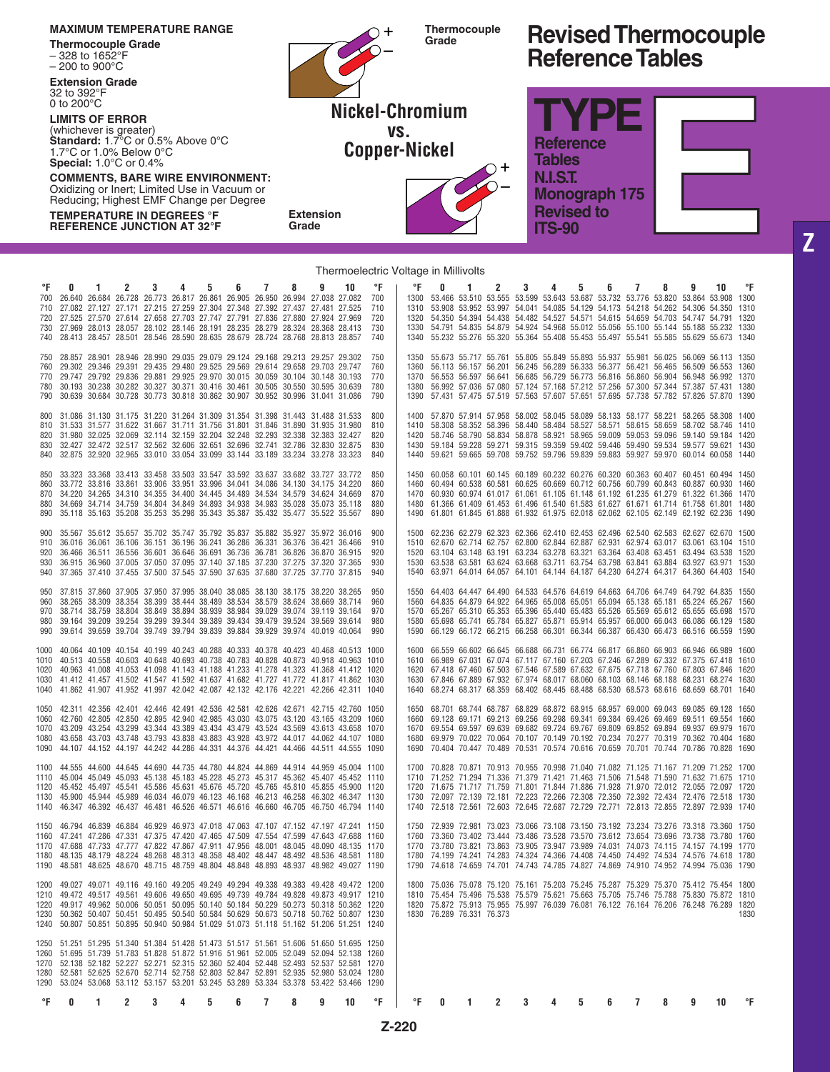**MAXIMUM TEMPERATURE RANGE**

**Thermocouple Grade**
– 328 to 1652°F
– 200 to 900°C

**Extension Grade**
32 to 392°F
0 to 200°C

**LIMITS OF ERROR**
(whichever is greater)
**Standard:** 1.7°C or 0.5% Above 0°C
1.7°C or 1.0% Below 0°C
**Special:** 1.0°C or 0.4%

**COMMENTS, BARE WIRE ENVIRONMENT:**
Oxidizing or Inert; Limited Use in Vacuum or Reducing; Highest EMF Change per Degree

**TEMPERATURE IN DEGREES °F**
**REFERENCE JUNCTION AT 32°F**

Thermocouple Grade

**Nickel-Chromium vs. Copper-Nickel**

Extension Grade

# Revised Thermocouple Reference Tables

# TYPE E

**Reference Tables**
**N.I.S.T. Monograph 175**
**Revised to ITS-90**

## Thermoelectric Voltage in Millivolts

| °F | 0 | 1 | 2 | 3 | 4 | 5 | 6 | 7 | 8 | 9 | 10 | °F |
|---|---|---|---|---|---|---|---|---|---|---|---|---|
| 700 | 26.640 | 26.684 | 26.728 | 26.773 | 26.817 | 26.861 | 26.905 | 26.950 | 26.994 | 27.038 | 27.082 | 700 |
| 710 | 27.082 | 27.127 | 27.171 | 27.215 | 27.259 | 27.304 | 27.348 | 27.392 | 27.437 | 27.481 | 27.525 | 710 |
| 720 | 27.525 | 27.570 | 27.614 | 27.658 | 27.703 | 27.747 | 27.791 | 27.836 | 27.880 | 27.924 | 27.969 | 720 |
| 730 | 27.969 | 28.013 | 28.057 | 28.102 | 28.146 | 28.191 | 28.235 | 28.279 | 28.324 | 28.368 | 28.413 | 730 |
| 740 | 28.413 | 28.457 | 28.501 | 28.546 | 28.590 | 28.635 | 28.679 | 28.724 | 28.768 | 28.813 | 28.857 | 740 |
| 750 | 28.857 | 28.901 | 28.946 | 28.990 | 29.035 | 29.079 | 29.124 | 29.168 | 29.213 | 29.257 | 29.302 | 750 |
| 760 | 29.302 | 29.346 | 29.391 | 29.435 | 29.480 | 29.525 | 29.569 | 29.614 | 29.658 | 29.703 | 29.747 | 760 |
| 770 | 29.747 | 29.792 | 29.836 | 29.881 | 29.925 | 29.970 | 30.015 | 30.059 | 30.104 | 30.148 | 30.193 | 770 |
| 780 | 30.193 | 30.238 | 30.282 | 30.327 | 30.371 | 30.416 | 30.461 | 30.505 | 30.550 | 30.595 | 30.639 | 780 |
| 790 | 30.639 | 30.684 | 30.728 | 30.773 | 30.818 | 30.862 | 30.907 | 30.952 | 30.996 | 31.041 | 31.086 | 790 |
| 800 | 31.086 | 31.130 | 31.175 | 31.220 | 31.264 | 31.309 | 31.354 | 31.398 | 31.443 | 31.488 | 31.533 | 800 |
| 810 | 31.533 | 31.577 | 31.622 | 31.667 | 31.711 | 31.756 | 31.801 | 31.846 | 31.890 | 31.935 | 31.980 | 810 |
| 820 | 31.980 | 32.025 | 32.069 | 32.114 | 32.159 | 32.204 | 32.248 | 32.293 | 32.338 | 32.383 | 32.427 | 820 |
| 830 | 32.427 | 32.472 | 32.517 | 32.562 | 32.606 | 32.651 | 32.696 | 32.741 | 32.786 | 32.830 | 32.875 | 830 |
| 840 | 32.875 | 32.920 | 32.965 | 33.010 | 33.054 | 33.099 | 33.144 | 33.189 | 33.234 | 33.278 | 33.323 | 840 |
| 850 | 33.323 | 33.368 | 33.413 | 33.458 | 33.503 | 33.547 | 33.592 | 33.637 | 33.682 | 33.727 | 33.772 | 850 |
| 860 | 33.772 | 33.816 | 33.861 | 33.906 | 33.951 | 33.996 | 34.041 | 34.086 | 34.130 | 34.175 | 34.220 | 860 |
| 870 | 34.220 | 34.265 | 34.310 | 34.355 | 34.400 | 34.445 | 34.489 | 34.534 | 34.579 | 34.624 | 34.669 | 870 |
| 880 | 34.669 | 34.714 | 34.759 | 34.804 | 34.849 | 34.893 | 34.938 | 34.983 | 35.028 | 35.073 | 35.118 | 880 |
| 890 | 35.118 | 35.163 | 35.208 | 35.253 | 35.298 | 35.343 | 35.387 | 35.432 | 35.477 | 35.522 | 35.567 | 890 |
| 900 | 35.567 | 35.612 | 35.657 | 35.702 | 35.747 | 35.792 | 35.837 | 35.882 | 35.927 | 35.972 | 36.016 | 900 |
| 910 | 36.016 | 36.061 | 36.106 | 36.151 | 36.196 | 36.241 | 36.286 | 36.331 | 36.376 | 36.421 | 36.466 | 910 |
| 920 | 36.466 | 36.511 | 36.556 | 36.601 | 36.646 | 36.691 | 36.736 | 36.781 | 36.826 | 36.870 | 36.915 | 920 |
| 930 | 36.915 | 36.960 | 37.005 | 37.050 | 37.095 | 37.140 | 37.185 | 37.230 | 37.275 | 37.320 | 37.365 | 930 |
| 940 | 37.365 | 37.410 | 37.455 | 37.500 | 37.545 | 37.590 | 37.635 | 37.680 | 37.725 | 37.770 | 37.815 | 940 |
| 950 | 37.815 | 37.860 | 37.905 | 37.950 | 37.995 | 38.040 | 38.085 | 38.130 | 38.175 | 38.220 | 38.265 | 950 |
| 960 | 38.265 | 38.309 | 38.354 | 38.399 | 38.444 | 38.489 | 38.534 | 38.579 | 38.624 | 38.669 | 38.714 | 960 |
| 970 | 38.714 | 38.759 | 38.804 | 38.849 | 38.894 | 38.939 | 38.984 | 39.029 | 39.074 | 39.119 | 39.164 | 970 |
| 980 | 39.164 | 39.209 | 39.254 | 39.299 | 39.344 | 39.389 | 39.434 | 39.479 | 39.524 | 39.569 | 39.614 | 980 |
| 990 | 39.614 | 39.659 | 39.704 | 39.749 | 39.794 | 39.839 | 39.884 | 39.929 | 39.974 | 40.019 | 40.064 | 990 |
| 1000 | 40.064 | 40.109 | 40.154 | 40.199 | 40.243 | 40.288 | 40.333 | 40.378 | 40.423 | 40.468 | 40.513 | 1000 |
| 1010 | 40.513 | 40.558 | 40.603 | 40.648 | 40.693 | 40.738 | 40.783 | 40.828 | 40.873 | 40.918 | 40.963 | 1010 |
| 1020 | 40.963 | 41.008 | 41.053 | 41.098 | 41.143 | 41.188 | 41.233 | 41.278 | 41.323 | 41.368 | 41.412 | 1020 |
| 1030 | 41.412 | 41.457 | 41.502 | 41.547 | 41.592 | 41.637 | 41.682 | 41.727 | 41.772 | 41.817 | 41.862 | 1030 |
| 1040 | 41.862 | 41.907 | 41.952 | 41.997 | 42.042 | 42.087 | 42.132 | 42.176 | 42.221 | 42.266 | 42.311 | 1040 |
| 1050 | 42.311 | 42.356 | 42.401 | 42.446 | 42.491 | 42.536 | 42.581 | 42.626 | 42.671 | 42.715 | 42.760 | 1050 |
| 1060 | 42.760 | 42.805 | 42.850 | 42.895 | 42.940 | 42.985 | 43.030 | 43.075 | 43.120 | 43.165 | 43.209 | 1060 |
| 1070 | 43.209 | 43.254 | 43.299 | 43.344 | 43.389 | 43.434 | 43.479 | 43.524 | 43.569 | 43.613 | 43.658 | 1070 |
| 1080 | 43.658 | 43.703 | 43.748 | 43.793 | 43.838 | 43.883 | 43.928 | 43.972 | 44.017 | 44.062 | 44.107 | 1080 |
| 1090 | 44.107 | 44.152 | 44.197 | 44.242 | 44.286 | 44.331 | 44.376 | 44.421 | 44.466 | 44.511 | 44.555 | 1090 |
| 1100 | 44.555 | 44.600 | 44.645 | 44.690 | 44.735 | 44.780 | 44.824 | 44.869 | 44.914 | 44.959 | 45.004 | 1100 |
| 1110 | 45.004 | 45.049 | 45.093 | 45.138 | 45.183 | 45.228 | 45.273 | 45.317 | 45.362 | 45.407 | 45.452 | 1110 |
| 1120 | 45.452 | 45.497 | 45.541 | 45.586 | 45.631 | 45.676 | 45.720 | 45.765 | 45.810 | 45.855 | 45.900 | 1120 |
| 1130 | 45.900 | 45.944 | 45.989 | 46.034 | 46.079 | 46.123 | 46.168 | 46.213 | 46.258 | 46.302 | 46.347 | 1130 |
| 1140 | 46.347 | 46.392 | 46.437 | 46.481 | 46.526 | 46.571 | 46.616 | 46.660 | 46.705 | 46.750 | 46.794 | 1140 |
| 1150 | 46.794 | 46.839 | 46.884 | 46.929 | 46.973 | 47.018 | 47.063 | 47.107 | 47.152 | 47.197 | 47.241 | 1150 |
| 1160 | 47.241 | 47.286 | 47.331 | 47.375 | 47.420 | 47.465 | 47.509 | 47.554 | 47.599 | 47.643 | 47.688 | 1160 |
| 1170 | 47.688 | 47.733 | 47.777 | 47.822 | 47.867 | 47.911 | 47.956 | 48.001 | 48.045 | 48.090 | 48.135 | 1170 |
| 1180 | 48.135 | 48.179 | 48.224 | 48.268 | 48.313 | 48.358 | 48.402 | 48.447 | 48.492 | 48.536 | 48.581 | 1180 |
| 1190 | 48.581 | 48.625 | 48.670 | 48.715 | 48.759 | 48.804 | 48.848 | 48.893 | 48.937 | 48.982 | 49.027 | 1190 |
| 1200 | 49.027 | 49.071 | 49.116 | 49.160 | 49.205 | 49.249 | 49.294 | 49.338 | 49.383 | 49.428 | 49.472 | 1200 |
| 1210 | 49.472 | 49.517 | 49.561 | 49.606 | 49.650 | 49.695 | 49.739 | 49.784 | 49.828 | 49.873 | 49.917 | 1210 |
| 1220 | 49.917 | 49.962 | 50.006 | 50.051 | 50.095 | 50.140 | 50.184 | 50.229 | 50.273 | 50.318 | 50.362 | 1220 |
| 1230 | 50.362 | 50.407 | 50.451 | 50.495 | 50.540 | 50.584 | 50.629 | 50.673 | 50.718 | 50.762 | 50.807 | 1230 |
| 1240 | 50.807 | 50.851 | 50.895 | 50.940 | 50.984 | 51.029 | 51.073 | 51.118 | 51.162 | 51.206 | 51.251 | 1240 |
| 1250 | 51.251 | 51.295 | 51.340 | 51.384 | 51.428 | 51.473 | 51.517 | 51.561 | 51.606 | 51.650 | 51.695 | 1250 |
| 1260 | 51.695 | 51.739 | 51.783 | 51.828 | 51.872 | 51.916 | 51.961 | 52.005 | 52.049 | 52.094 | 52.138 | 1260 |
| 1270 | 52.138 | 52.182 | 52.227 | 52.271 | 52.315 | 52.360 | 52.404 | 52.448 | 52.493 | 52.537 | 52.581 | 1270 |
| 1280 | 52.581 | 52.625 | 52.670 | 52.714 | 52.758 | 52.803 | 52.847 | 52.891 | 52.935 | 52.980 | 53.024 | 1280 |
| 1290 | 53.024 | 53.068 | 53.112 | 53.157 | 53.201 | 53.245 | 53.289 | 53.334 | 53.378 | 53.422 | 53.466 | 1290 |
| 1300 | 53.466 | 53.510 | 53.555 | 53.599 | 53.643 | 53.687 | 53.732 | 53.776 | 53.820 | 53.864 | 53.908 | 1300 |
| 1310 | 53.908 | 53.952 | 53.997 | 54.041 | 54.085 | 54.129 | 54.173 | 54.218 | 54.262 | 54.306 | 54.350 | 1310 |
| 1320 | 54.350 | 54.394 | 54.438 | 54.482 | 54.527 | 54.571 | 54.615 | 54.659 | 54.703 | 54.747 | 54.791 | 1320 |
| 1330 | 54.791 | 54.835 | 54.879 | 54.924 | 54.968 | 55.012 | 55.056 | 55.100 | 55.144 | 55.188 | 55.232 | 1330 |
| 1340 | 55.232 | 55.276 | 55.320 | 55.364 | 55.408 | 55.453 | 55.497 | 55.541 | 55.585 | 55.629 | 55.673 | 1340 |
| 1350 | 55.673 | 55.717 | 55.761 | 55.805 | 55.849 | 55.893 | 55.937 | 55.981 | 56.025 | 56.069 | 56.113 | 1350 |
| 1360 | 56.113 | 56.157 | 56.201 | 56.245 | 56.289 | 56.333 | 56.377 | 56.421 | 56.465 | 56.509 | 56.553 | 1360 |
| 1370 | 56.553 | 56.597 | 56.641 | 56.685 | 56.729 | 56.773 | 56.816 | 56.860 | 56.904 | 56.948 | 56.992 | 1370 |
| 1380 | 56.992 | 57.036 | 57.080 | 57.124 | 57.168 | 57.212 | 57.256 | 57.300 | 57.344 | 57.387 | 57.431 | 1380 |
| 1390 | 57.431 | 57.475 | 57.519 | 57.563 | 57.607 | 57.651 | 57.695 | 57.738 | 57.782 | 57.826 | 57.870 | 1390 |
| 1400 | 57.870 | 57.914 | 57.958 | 58.002 | 58.045 | 58.089 | 58.133 | 58.177 | 58.221 | 58.265 | 58.308 | 1400 |
| 1410 | 58.308 | 58.352 | 58.396 | 58.440 | 58.484 | 58.527 | 58.571 | 58.615 | 58.659 | 58.702 | 58.746 | 1410 |
| 1420 | 58.746 | 58.790 | 58.834 | 58.878 | 58.921 | 58.965 | 59.009 | 59.053 | 59.096 | 59.140 | 59.184 | 1420 |
| 1430 | 59.184 | 59.228 | 59.271 | 59.315 | 59.359 | 59.402 | 59.446 | 59.490 | 59.534 | 59.577 | 59.621 | 1430 |
| 1440 | 59.621 | 59.665 | 59.708 | 59.752 | 59.796 | 59.839 | 59.883 | 59.927 | 59.970 | 60.014 | 60.058 | 1440 |
| 1450 | 60.058 | 60.101 | 60.145 | 60.189 | 60.232 | 60.276 | 60.320 | 60.363 | 60.407 | 60.451 | 60.494 | 1450 |
| 1460 | 60.494 | 60.538 | 60.581 | 60.625 | 60.669 | 60.712 | 60.756 | 60.799 | 60.843 | 60.887 | 60.930 | 1460 |
| 1470 | 60.930 | 60.974 | 61.017 | 61.061 | 61.105 | 61.148 | 61.192 | 61.235 | 61.279 | 61.322 | 61.366 | 1470 |
| 1480 | 61.366 | 61.409 | 61.453 | 61.496 | 61.540 | 61.583 | 61.627 | 61.671 | 61.714 | 61.758 | 61.801 | 1480 |
| 1490 | 61.801 | 61.845 | 61.888 | 61.932 | 61.975 | 62.018 | 62.062 | 62.105 | 62.149 | 62.192 | 62.236 | 1490 |
| 1500 | 62.236 | 62.279 | 62.323 | 62.366 | 62.410 | 62.453 | 62.496 | 62.540 | 62.583 | 62.627 | 62.670 | 1500 |
| 1510 | 62.670 | 62.714 | 62.757 | 62.800 | 62.844 | 62.887 | 62.931 | 62.974 | 63.017 | 63.061 | 63.104 | 1510 |
| 1520 | 63.104 | 63.148 | 63.191 | 63.234 | 63.278 | 63.321 | 63.364 | 63.408 | 63.451 | 63.494 | 63.538 | 1520 |
| 1530 | 63.538 | 63.581 | 63.624 | 63.668 | 63.711 | 63.754 | 63.798 | 63.841 | 63.884 | 63.927 | 63.971 | 1530 |
| 1540 | 63.971 | 64.014 | 64.057 | 64.101 | 64.144 | 64.187 | 64.230 | 64.274 | 64.317 | 64.360 | 64.403 | 1540 |
| 1550 | 64.403 | 64.447 | 64.490 | 64.533 | 64.576 | 64.619 | 64.663 | 64.706 | 64.749 | 64.792 | 64.835 | 1550 |
| 1560 | 64.835 | 64.879 | 64.922 | 64.965 | 65.008 | 65.051 | 65.094 | 65.138 | 65.181 | 65.224 | 65.267 | 1560 |
| 1570 | 65.267 | 65.310 | 65.353 | 65.396 | 65.440 | 65.483 | 65.526 | 65.569 | 65.612 | 65.655 | 65.698 | 1570 |
| 1580 | 65.698 | 65.741 | 65.784 | 65.827 | 65.871 | 65.914 | 65.957 | 66.000 | 66.043 | 66.086 | 66.129 | 1580 |
| 1590 | 66.129 | 66.172 | 66.215 | 66.258 | 66.301 | 66.344 | 66.387 | 66.430 | 66.473 | 66.516 | 66.559 | 1590 |
| 1600 | 66.559 | 66.602 | 66.645 | 66.688 | 66.731 | 66.774 | 66.817 | 66.860 | 66.903 | 66.946 | 66.989 | 1600 |
| 1610 | 66.989 | 67.031 | 67.074 | 67.117 | 67.160 | 67.203 | 67.246 | 67.289 | 67.332 | 67.375 | 67.418 | 1610 |
| 1620 | 67.418 | 67.460 | 67.503 | 67.546 | 67.589 | 67.632 | 67.675 | 67.718 | 67.760 | 67.803 | 67.846 | 1620 |
| 1630 | 67.846 | 67.889 | 67.932 | 67.974 | 68.017 | 68.060 | 68.103 | 68.146 | 68.188 | 68.231 | 68.274 | 1630 |
| 1640 | 68.274 | 68.317 | 68.359 | 68.402 | 68.445 | 68.488 | 68.530 | 68.573 | 68.616 | 68.659 | 68.701 | 1640 |
| 1650 | 68.701 | 68.744 | 68.787 | 68.829 | 68.872 | 68.915 | 68.957 | 69.000 | 69.043 | 69.085 | 69.128 | 1650 |
| 1660 | 69.128 | 69.171 | 69.213 | 69.256 | 69.298 | 69.341 | 69.384 | 69.426 | 69.469 | 69.511 | 69.554 | 1660 |
| 1670 | 69.554 | 69.597 | 69.639 | 69.682 | 69.724 | 69.767 | 69.809 | 69.852 | 69.894 | 69.937 | 69.979 | 1670 |
| 1680 | 69.979 | 70.022 | 70.064 | 70.107 | 70.149 | 70.192 | 70.234 | 70.277 | 70.319 | 70.362 | 70.404 | 1680 |
| 1690 | 70.404 | 70.447 | 70.489 | 70.531 | 70.574 | 70.616 | 70.659 | 70.701 | 70.744 | 70.786 | 70.828 | 1690 |
| 1700 | 70.828 | 70.871 | 70.913 | 70.955 | 70.998 | 71.040 | 71.082 | 71.125 | 71.167 | 71.209 | 71.252 | 1700 |
| 1710 | 71.252 | 71.294 | 71.336 | 71.379 | 71.421 | 71.463 | 71.506 | 71.548 | 71.590 | 71.632 | 71.675 | 1710 |
| 1720 | 71.675 | 71.717 | 71.759 | 71.801 | 71.844 | 71.886 | 71.928 | 71.970 | 72.012 | 72.055 | 72.097 | 1720 |
| 1730 | 72.097 | 72.139 | 72.181 | 72.223 | 72.266 | 72.308 | 72.350 | 72.392 | 72.434 | 72.476 | 72.518 | 1730 |
| 1740 | 72.518 | 72.561 | 72.603 | 72.645 | 72.687 | 72.729 | 72.771 | 72.813 | 72.855 | 72.897 | 72.939 | 1740 |
| 1750 | 72.939 | 72.981 | 73.023 | 73.066 | 73.108 | 73.150 | 73.192 | 73.234 | 73.276 | 73.318 | 73.360 | 1750 |
| 1760 | 73.360 | 73.402 | 73.444 | 73.486 | 73.528 | 73.570 | 73.612 | 73.654 | 73.696 | 73.738 | 73.780 | 1760 |
| 1770 | 73.780 | 73.821 | 73.863 | 73.905 | 73.947 | 73.989 | 74.031 | 74.073 | 74.115 | 74.157 | 74.199 | 1770 |
| 1780 | 74.199 | 74.241 | 74.283 | 74.324 | 74.366 | 74.408 | 74.450 | 74.492 | 74.534 | 74.576 | 74.618 | 1780 |
| 1790 | 74.618 | 74.659 | 74.701 | 74.743 | 74.785 | 74.827 | 74.869 | 74.910 | 74.952 | 74.994 | 75.036 | 1790 |
| 1800 | 75.036 | 75.078 | 75.120 | 75.161 | 75.203 | 75.245 | 75.287 | 75.329 | 75.370 | 75.412 | 75.454 | 1800 |
| 1810 | 75.454 | 75.496 | 75.538 | 75.579 | 75.621 | 75.663 | 75.705 | 75.746 | 75.788 | 75.830 | 75.872 | 1810 |
| 1820 | 75.872 | 75.913 | 75.955 | 75.997 | 76.039 | 76.081 | 76.122 | 76.164 | 76.206 | 76.248 | 76.289 | 1820 |
| 1830 | 76.289 | 76.331 | 76.373 | | | | | | | | | 1830 |